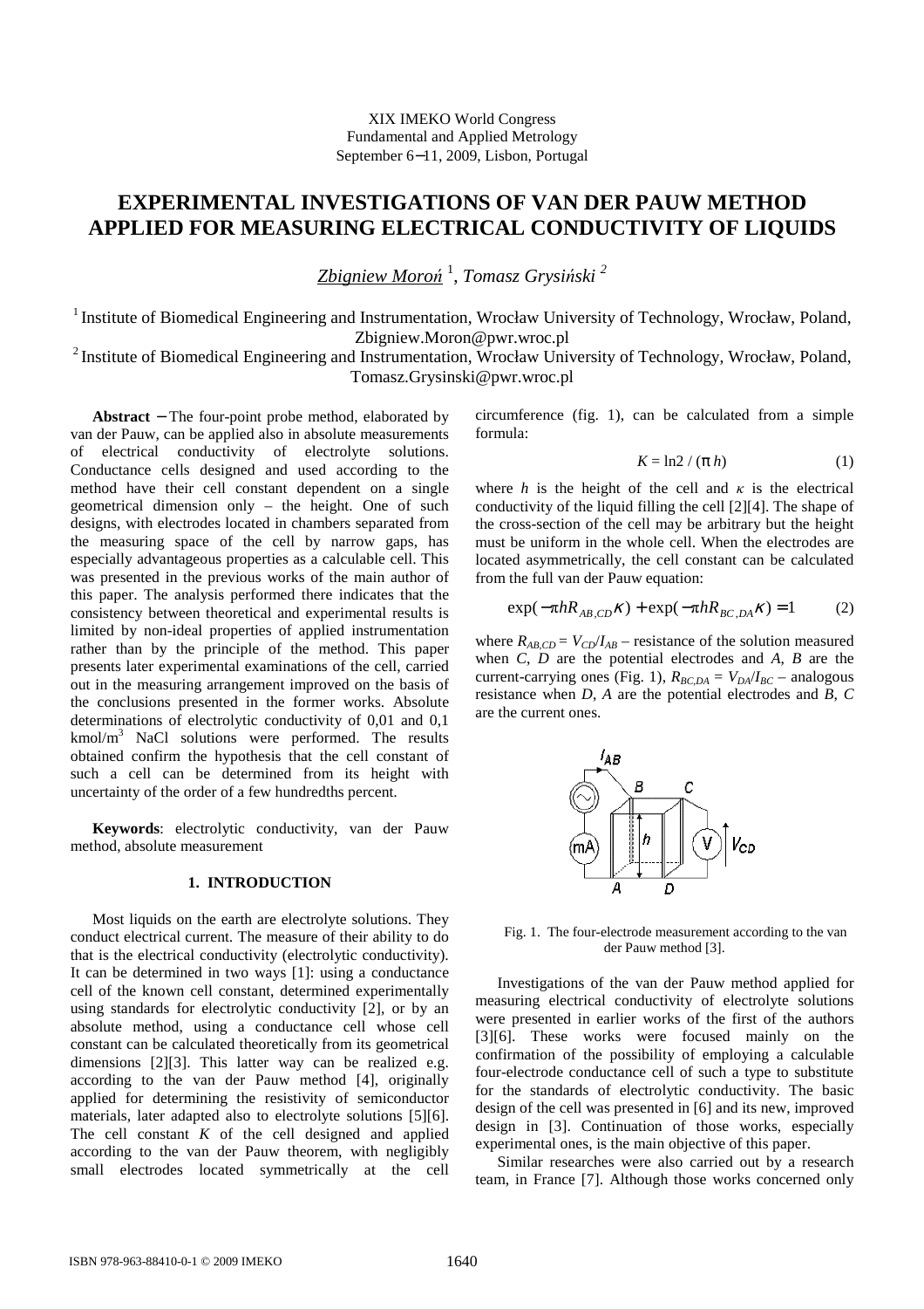XIX IMEKO World Congress
Fundamental and Applied Metrology
September 6−11, 2009, Lisbon, Portugal

# EXPERIMENTAL INVESTIGATIONS OF VAN DER PAUW METHOD APPLIED FOR MEASURING ELECTRICAL CONDUCTIVITY OF LIQUIDS

*Zbigniew Moroń* [1], *Tomasz Grysiński* [2]

[1] Institute of Biomedical Engineering and Instrumentation, Wrocław University of Technology, Wrocław, Poland, Zbigniew.Moron@pwr.wroc.pl

[2] Institute of Biomedical Engineering and Instrumentation, Wrocław University of Technology, Wrocław, Poland, Tomasz.Grysinski@pwr.wroc.pl

**Abstract** − The four-point probe method, elaborated by van der Pauw, can be applied also in absolute measurements of electrical conductivity of electrolyte solutions. Conductance cells designed and used according to the method have their cell constant dependent on a single geometrical dimension only – the height. One of such designs, with electrodes located in chambers separated from the measuring space of the cell by narrow gaps, has especially advantageous properties as a calculable cell. This was presented in the previous works of the main author of this paper. The analysis performed there indicates that the consistency between theoretical and experimental results is limited by non-ideal properties of applied instrumentation rather than by the principle of the method. This paper presents later experimental examinations of the cell, carried out in the measuring arrangement improved on the basis of the conclusions presented in the former works. Absolute determinations of electrolytic conductivity of 0,01 and 0,1 kmol/m$^3$ NaCl solutions were performed. The results obtained confirm the hypothesis that the cell constant of such a cell can be determined from its height with uncertainty of the order of a few hundredths percent.

**Keywords**: electrolytic conductivity, van der Pauw method, absolute measurement

## 1. INTRODUCTION

Most liquids on the earth are electrolyte solutions. They conduct electrical current. The measure of their ability to do that is the electrical conductivity (electrolytic conductivity). It can be determined in two ways [1]: using a conductance cell of the known cell constant, determined experimentally using standards for electrolytic conductivity [2], or by an absolute method, using a conductance cell whose cell constant can be calculated theoretically from its geometrical dimensions [2][3]. This latter way can be realized e.g. according to the van der Pauw method [4], originally applied for determining the resistivity of semiconductor materials, later adapted also to electrolyte solutions [5][6]. The cell constant $K$ of the cell designed and applied according to the van der Pauw theorem, with negligibly small electrodes located symmetrically at the cell circumference (fig. 1), can be calculated from a simple formula:

$$K = \ln 2 / (\pi h) \tag{1}$$

where $h$ is the height of the cell and $\kappa$ is the electrical conductivity of the liquid filling the cell [2][4]. The shape of the cross-section of the cell may be arbitrary but the height must be uniform in the whole cell. When the electrodes are located asymmetrically, the cell constant can be calculated from the full van der Pauw equation:

$$\exp(-\pi h R_{AB,CD}\kappa) + \exp(-\pi h R_{BC,DA}\kappa) = 1 \tag{2}$$

where $R_{AB,CD} = V_{CD}/I_{AB}$ – resistance of the solution measured when $C$, $D$ are the potential electrodes and $A$, $B$ are the current-carrying ones (Fig. 1), $R_{BC,DA} = V_{DA}/I_{BC}$ – analogous resistance when $D$, $A$ are the potential electrodes and $B$, $C$ are the current ones.

Fig. 1. The four-electrode measurement according to the van der Pauw method [3].

Investigations of the van der Pauw method applied for measuring electrical conductivity of electrolyte solutions were presented in earlier works of the first of the authors [3][6]. These works were focused mainly on the confirmation of the possibility of employing a calculable four-electrode conductance cell of such a type to substitute for the standards of electrolytic conductivity. The basic design of the cell was presented in [6] and its new, improved design in [3]. Continuation of those works, especially experimental ones, is the main objective of this paper.

Similar researches were also carried out by a research team, in France [7]. Although those works concerned only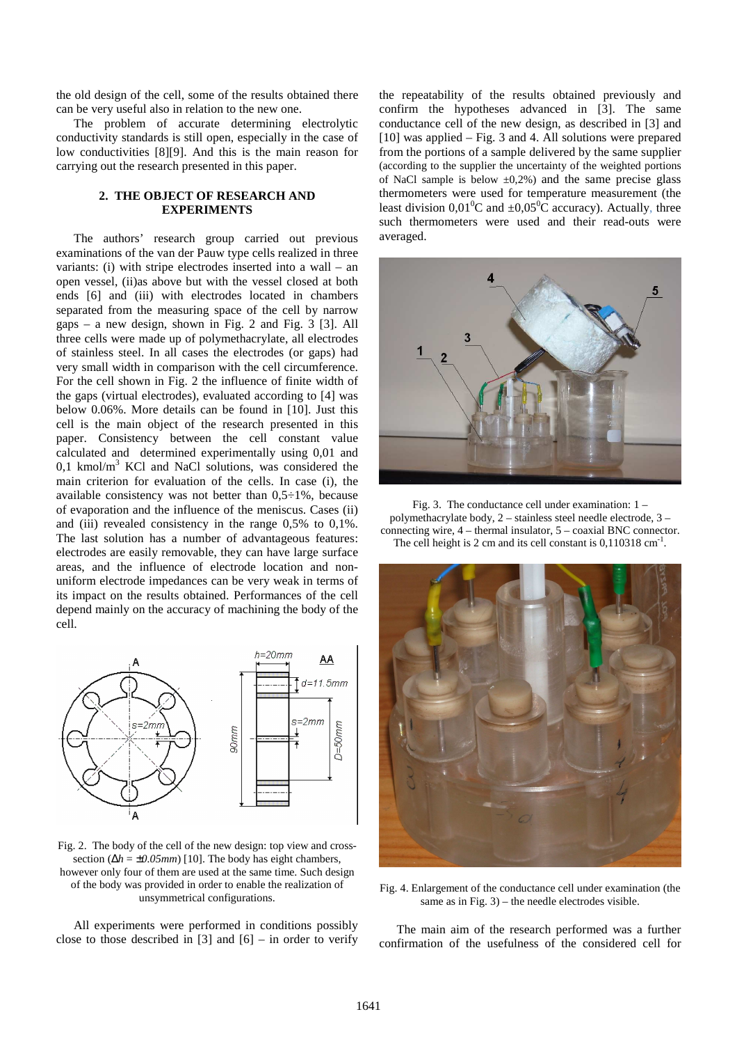the old design of the cell, some of the results obtained there can be very useful also in relation to the new one.

The problem of accurate determining electrolytic conductivity standards is still open, especially in the case of low conductivities [8][9]. And this is the main reason for carrying out the research presented in this paper.

## 2. THE OBJECT OF RESEARCH AND EXPERIMENTS

The authors' research group carried out previous examinations of the van der Pauw type cells realized in three variants: (i) with stripe electrodes inserted into a wall – an open vessel, (ii)as above but with the vessel closed at both ends [6] and (iii) with electrodes located in chambers separated from the measuring space of the cell by narrow gaps – a new design, shown in Fig. 2 and Fig. 3 [3]. All three cells were made up of polymethacrylate, all electrodes of stainless steel. In all cases the electrodes (or gaps) had very small width in comparison with the cell circumference. For the cell shown in Fig. 2 the influence of finite width of the gaps (virtual electrodes), evaluated according to [4] was below 0.06%. More details can be found in [10]. Just this cell is the main object of the research presented in this paper. Consistency between the cell constant value calculated and determined experimentally using 0,01 and 0,1 kmol/m$^3$ KCl and NaCl solutions, was considered the main criterion for evaluation of the cells. In case (i), the available consistency was not better than 0,5÷1%, because of evaporation and the influence of the meniscus. Cases (ii) and (iii) revealed consistency in the range 0,5% to 0,1%. The last solution has a number of advantageous features: electrodes are easily removable, they can have large surface areas, and the influence of electrode location and non-uniform electrode impedances can be very weak in terms of its impact on the results obtained. Performances of the cell depend mainly on the accuracy of machining the body of the cell.

Fig. 2. The body of the cell of the new design: top view and cross-section ($\Delta h = \pm 0.05mm$) [10]. The body has eight chambers, however only four of them are used at the same time. Such design of the body was provided in order to enable the realization of unsymmetrical configurations.

All experiments were performed in conditions possibly close to those described in [3] and [6] – in order to verify the repeatability of the results obtained previously and confirm the hypotheses advanced in [3]. The same conductance cell of the new design, as described in [3] and [10] was applied – Fig. 3 and 4. All solutions were prepared from the portions of a sample delivered by the same supplier (according to the supplier the uncertainty of the weighted portions of NaCl sample is below ±0,2%) and the same precise glass thermometers were used for temperature measurement (the least division 0,01$^0$C and ±0,05$^0$C accuracy). Actually, three such thermometers were used and their read-outs were averaged.

Fig. 3. The conductance cell under examination: 1 – polymethacrylate body, 2 – stainless steel needle electrode, 3 – connecting wire, 4 – thermal insulator, 5 – coaxial BNC connector. The cell height is 2 cm and its cell constant is 0,110318 cm$^{-1}$.

Fig. 4. Enlargement of the conductance cell under examination (the same as in Fig. 3) – the needle electrodes visible.

The main aim of the research performed was a further confirmation of the usefulness of the considered cell for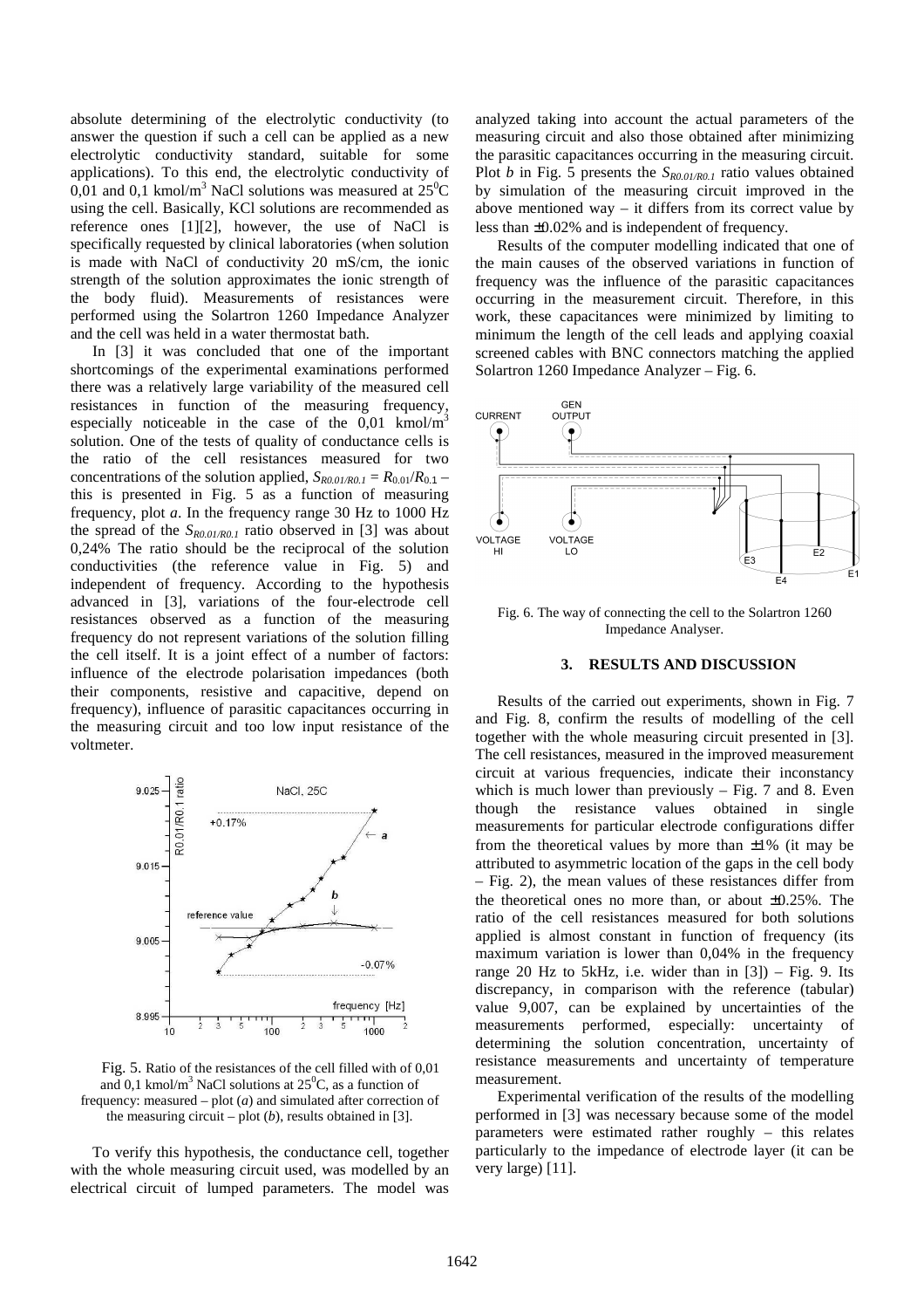absolute determining of the electrolytic conductivity (to answer the question if such a cell can be applied as a new electrolytic conductivity standard, suitable for some applications). To this end, the electrolytic conductivity of 0,01 and 0,1 kmol/m$^3$ NaCl solutions was measured at 25$^0$C using the cell. Basically, KCl solutions are recommended as reference ones [1][2], however, the use of NaCl is specifically requested by clinical laboratories (when solution is made with NaCl of conductivity 20 mS/cm, the ionic strength of the solution approximates the ionic strength of the body fluid). Measurements of resistances were performed using the Solartron 1260 Impedance Analyzer and the cell was held in a water thermostat bath.

In [3] it was concluded that one of the important shortcomings of the experimental examinations performed there was a relatively large variability of the measured cell resistances in function of the measuring frequency, especially noticeable in the case of the 0,01 kmol/m$^3$ solution. One of the tests of quality of conductance cells is the ratio of the cell resistances measured for two concentrations of the solution applied, $S_{R0.01/R0.1} = R_{0.01}/R_{0.1}$ – this is presented in Fig. 5 as a function of measuring frequency, plot *a*. In the frequency range 30 Hz to 1000 Hz the spread of the $S_{R0.01/R0.1}$ ratio observed in [3] was about 0,24% The ratio should be the reciprocal of the solution conductivities (the reference value in Fig. 5) and independent of frequency. According to the hypothesis advanced in [3], variations of the four-electrode cell resistances observed as a function of the measuring frequency do not represent variations of the solution filling the cell itself. It is a joint effect of a number of factors: influence of the electrode polarisation impedances (both their components, resistive and capacitive, depend on frequency), influence of parasitic capacitances occurring in the measuring circuit and too low input resistance of the voltmeter.

Fig. 5. Ratio of the resistances of the cell filled with of 0,01 and 0,1 kmol/m$^3$ NaCl solutions at 25$^0$C, as a function of frequency: measured – plot (*a*) and simulated after correction of the measuring circuit – plot (*b*), results obtained in [3].

To verify this hypothesis, the conductance cell, together with the whole measuring circuit used, was modelled by an electrical circuit of lumped parameters. The model was analyzed taking into account the actual parameters of the measuring circuit and also those obtained after minimizing the parasitic capacitances occurring in the measuring circuit. Plot *b* in Fig. 5 presents the $S_{R0.01/R0.1}$ ratio values obtained by simulation of the measuring circuit improved in the above mentioned way – it differs from its correct value by less than ±0.02% and is independent of frequency.

Results of the computer modelling indicated that one of the main causes of the observed variations in function of frequency was the influence of the parasitic capacitances occurring in the measurement circuit. Therefore, in this work, these capacitances were minimized by limiting to minimum the length of the cell leads and applying coaxial screened cables with BNC connectors matching the applied Solartron 1260 Impedance Analyzer – Fig. 6.

Fig. 6. The way of connecting the cell to the Solartron 1260 Impedance Analyser.

## 3. RESULTS AND DISCUSSION

Results of the carried out experiments, shown in Fig. 7 and Fig. 8, confirm the results of modelling of the cell together with the whole measuring circuit presented in [3]. The cell resistances, measured in the improved measurement circuit at various frequencies, indicate their inconstancy which is much lower than previously – Fig. 7 and 8. Even though the resistance values obtained in single measurements for particular electrode configurations differ from the theoretical values by more than ±1% (it may be attributed to asymmetric location of the gaps in the cell body – Fig. 2), the mean values of these resistances differ from the theoretical ones no more than, or about ±0.25%. The ratio of the cell resistances measured for both solutions applied is almost constant in function of frequency (its maximum variation is lower than 0,04% in the frequency range 20 Hz to 5kHz, i.e. wider than in [3]) – Fig. 9. Its discrepancy, in comparison with the reference (tabular) value 9,007, can be explained by uncertainties of the measurements performed, especially: uncertainty of determining the solution concentration, uncertainty of resistance measurements and uncertainty of temperature measurement.

Experimental verification of the results of the modelling performed in [3] was necessary because some of the model parameters were estimated rather roughly – this relates particularly to the impedance of electrode layer (it can be very large) [11].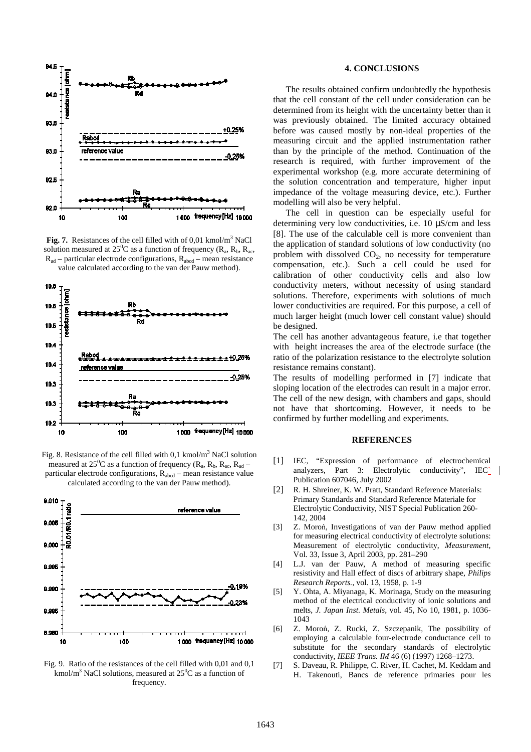**Fig. 7.** Resistances of the cell filled with of 0,01 kmol/m$^3$ NaCl solution measured at 25$^0$C as a function of frequency ($R_a$, $R_b$, $R_{ac}$, $R_{ad}$ – particular electrode configurations, $R_{abcd}$ – mean resistance value calculated according to the van der Pauw method).

Fig. 8. Resistance of the cell filled with 0,1 kmol/m$^3$ NaCl solution measured at 25$^0$C as a function of frequency ($R_a$, $R_b$, $R_{ac}$, $R_{ad}$ – particular electrode configurations, $R_{abcd}$ – mean resistance value calculated according to the van der Pauw method).

Fig. 9. Ratio of the resistances of the cell filled with 0,01 and 0,1 kmol/m$^3$ NaCl solutions, measured at 25$^0$C as a function of frequency.

## 4. CONCLUSIONS

The results obtained confirm undoubtedly the hypothesis that the cell constant of the cell under consideration can be determined from its height with the uncertainty better than it was previously obtained. The limited accuracy obtained before was caused mostly by non-ideal properties of the measuring circuit and the applied instrumentation rather than by the principle of the method. Continuation of the research is required, with further improvement of the experimental workshop (e.g. more accurate determining of the solution concentration and temperature, higher input impedance of the voltage measuring device, etc.). Further modelling will also be very helpful.

The cell in question can be especially useful for determining very low conductivities, i.e. 10 μS/cm and less [8]. The use of the calculable cell is more convenient than the application of standard solutions of low conductivity (no problem with dissolved $CO_2$, no necessity for temperature compensation, etc.). Such a cell could be used for calibration of other conductivity cells and also low conductivity meters, without necessity of using standard solutions. Therefore, experiments with solutions of much lower conductivities are required. For this purpose, a cell of much larger height (much lower cell constant value) should be designed.

The cell has another advantageous feature, i.e that together with height increases the area of the electrode surface (the ratio of the polarization resistance to the electrolyte solution resistance remains constant).

The results of modelling performed in [7] indicate that sloping location of the electrodes can result in a major error. The cell of the new design, with chambers and gaps, should not have that shortcoming. However, it needs to be confirmed by further modelling and experiments.

## REFERENCES

[1] IEC, "Expression of performance of electrochemical analyzers, Part 3: Electrolytic conductivity", IEC Publication 607046, July 2002

[2] R. H. Shreiner, K. W. Pratt, Standard Reference Materials: Primary Standards and Standard Reference Materiale for Electrolytic Conductivity, NIST Special Publication 260-142, 2004

[3] Z. Moroń, Investigations of van der Pauw method applied for measuring electrical conductivity of electrolyte solutions: Measurement of electrolytic conductivity, *Measurement*, Vol. 33, Issue 3, April 2003, pp. 281–290

[4] L.J. van der Pauw, A method of measuring specific resistivity and Hall effect of discs of arbitrary shape, *Philips Research Reports.*, vol. 13, 1958, p. 1-9

[5] Y. Ohta, A. Miyanaga, K. Morinaga, Study on the measuring method of the electrical conductivity of ionic solutions and melts, *J. Japan Inst. Metals*, vol. 45, No 10, 1981, p. 1036-1043

[6] Z. Moroń, Z. Rucki, Z. Szczepanik, The possibility of employing a calculable four-electrode conductance cell to substitute for the secondary standards of electrolytic conductivity, *IEEE Trans. IM* 46 (6) (1997) 1268–1273.

[7] S. Daveau, R. Philippe, C. River, H. Cachet, M. Keddam and H. Takenouti, Bancs de reference primaries pour les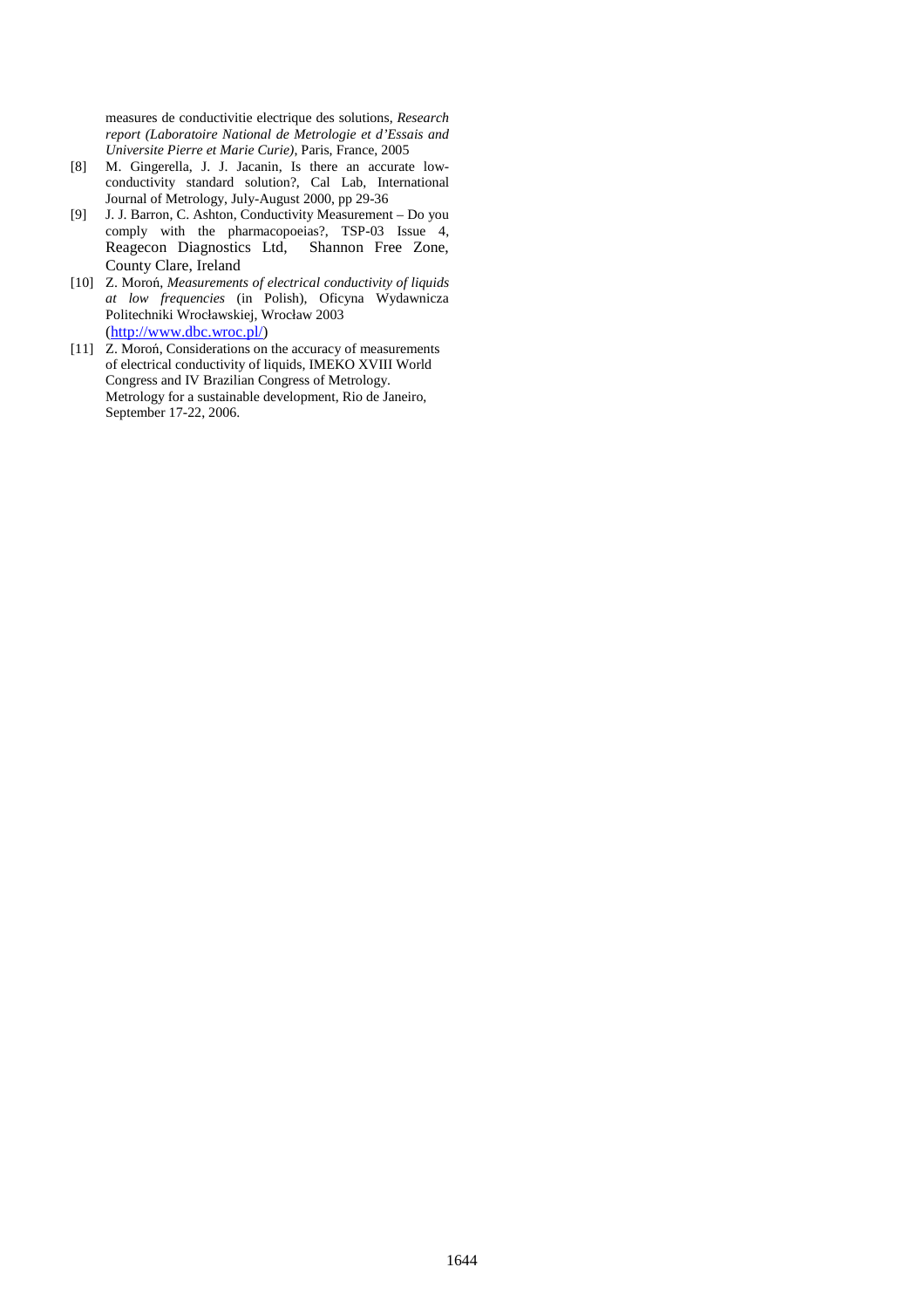measures de conductivitie electrique des solutions, *Research report (Laboratoire National de Metrologie et d'Essais and Universite Pierre et Marie Curie)*, Paris, France, 2005

[8] M. Gingerella, J. J. Jacanin, Is there an accurate low-conductivity standard solution?, Cal Lab, International Journal of Metrology, July-August 2000, pp 29-36

[9] J. J. Barron, C. Ashton, Conductivity Measurement – Do you comply with the pharmacopoeias?, TSP-03 Issue 4, Reagecon Diagnostics Ltd, Shannon Free Zone, County Clare, Ireland

[10] Z. Moroń, *Measurements of electrical conductivity of liquids at low frequencies* (in Polish), Oficyna Wydawnicza Politechniki Wrocławskiej, Wrocław 2003 (http://www.dbc.wroc.pl/)

[11] Z. Moroń, Considerations on the accuracy of measurements of electrical conductivity of liquids, IMEKO XVIII World Congress and IV Brazilian Congress of Metrology. Metrology for a sustainable development, Rio de Janeiro, September 17-22, 2006.